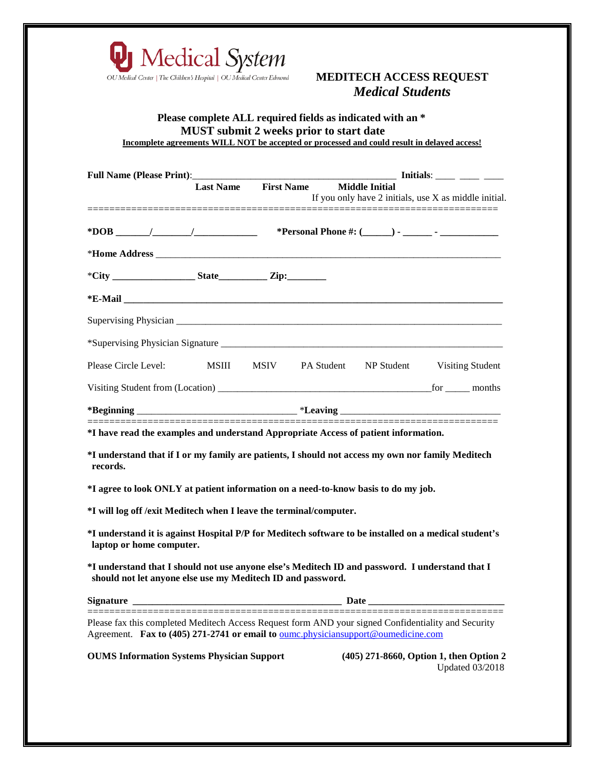OU Medical System

OU Medical Center | The Children's Hospital | OU Medical Center Edmond

## MEDITECH ACCESS REQUEST
### *Medical Students*

**Please complete ALL required fields as indicated with an ***

**MUST submit 2 weeks prior to start date**

**Incomplete agreements WILL NOT be accepted or processed and could result in delayed access!**

**Full Name (Please Print)**:________________________________________ **Initials**: ____ ____ ____

**Last Name** **First Name** **Middle Initial**

If you only have 2 initials, use X as middle initial.

==========================================================================

***DOB** _______/________/_____________ ***Personal Phone #: (______) - ______ - ____________**

***Home Address** ___________________________________________________________________________

***City** _________________ **State**__________ **Zip:**________

***E-Mail** _______________________________________________________________________________

Supervising Physician ______________________________________________________________________

*Supervising Physician Signature ____________________________________________________________

Please Circle Level: MSIII MSIV PA Student NP Student Visiting Student

Visiting Student from (Location) ___________________________________________for _____ months

***Beginning** ________________________________ *__Leaving__ ________________________________

==========================================================================

**\*I have read the examples and understand Appropriate Access of patient information.**

**\*I understand that if I or my family are patients, I should not access my own nor family Meditech records.**

**\*I agree to look ONLY at patient information on a need-to-know basis to do my job.**

**\*I will log off /exit Meditech when I leave the terminal/computer.**

**\*I understand it is against Hospital P/P for Meditech software to be installed on a medical student's laptop or home computer.**

**\*I understand that I should not use anyone else's Meditech ID and password. I understand that I should not let anyone else use my Meditech ID and password.**

**Signature** ____________________________________________ **Date** ____________________________

==========================================================================

Please fax this completed Meditech Access Request form AND your signed Confidentiality and Security Agreement. **Fax to (405) 271-2741 or email to** oumc.physiciansupport@oumedicine.com

**OUMS Information Systems Physician Support** **(405) 271-8660, Option 1, then Option 2**

Updated 03/2018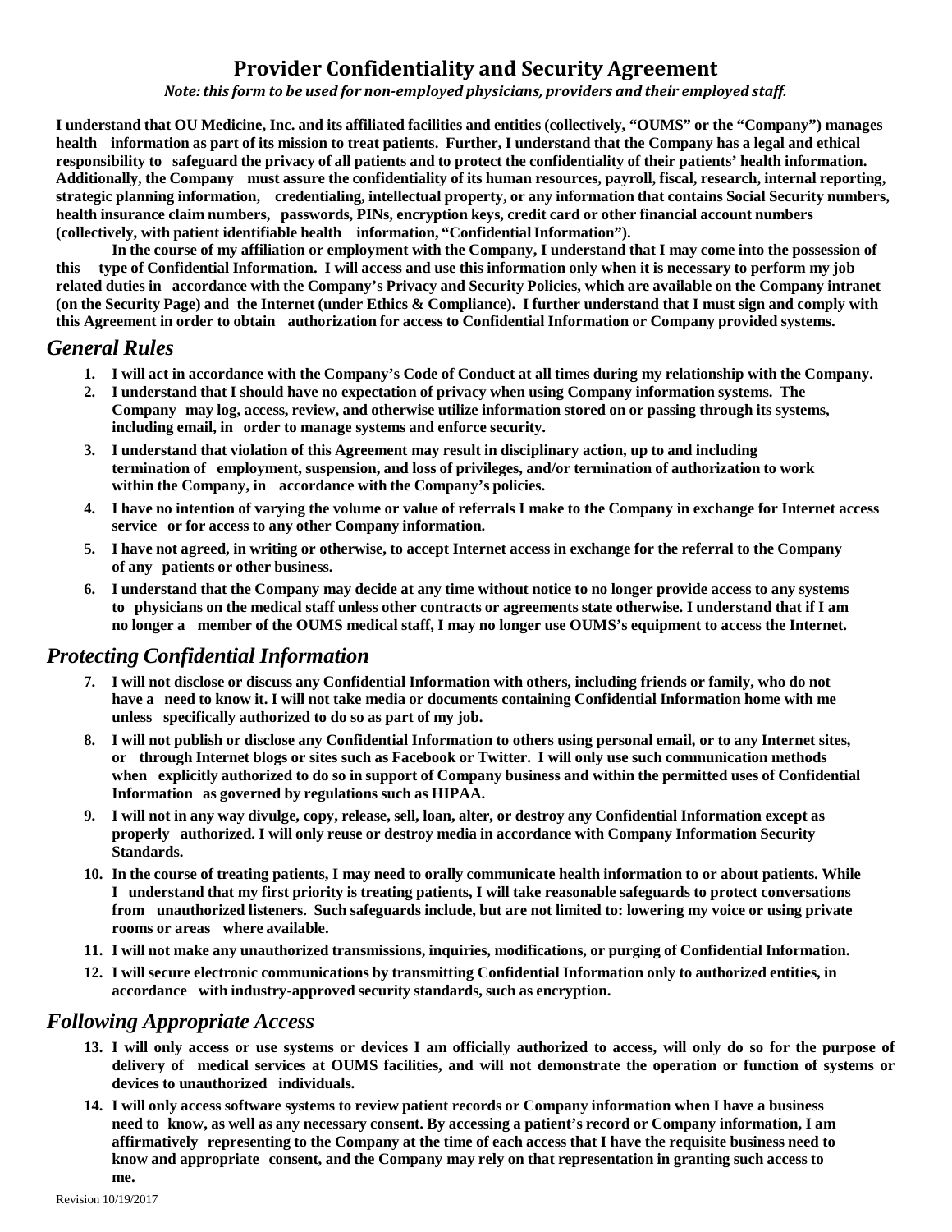# Provider Confidentiality and Security Agreement

*Note: this form to be used for non-employed physicians, providers and their employed staff.*

**I understand that OU Medicine, Inc. and its affiliated facilities and entities (collectively, "OUMS" or the "Company") manages health information as part of its mission to treat patients. Further, I understand that the Company has a legal and ethical responsibility to safeguard the privacy of all patients and to protect the confidentiality of their patients' health information. Additionally, the Company must assure the confidentiality of its human resources, payroll, fiscal, research, internal reporting, strategic planning information, credentialing, intellectual property, or any information that contains Social Security numbers, health insurance claim numbers, passwords, PINs, encryption keys, credit card or other financial account numbers (collectively, with patient identifiable health information, "Confidential Information").**

**In the course of my affiliation or employment with the Company, I understand that I may come into the possession of this type of Confidential Information. I will access and use this information only when it is necessary to perform my job related duties in accordance with the Company's Privacy and Security Policies, which are available on the Company intranet (on the Security Page) and the Internet (under Ethics & Compliance). I further understand that I must sign and comply with this Agreement in order to obtain authorization for access to Confidential Information or Company provided systems.**

## *General Rules*

1. **I will act in accordance with the Company's Code of Conduct at all times during my relationship with the Company.**
2. **I understand that I should have no expectation of privacy when using Company information systems. The Company may log, access, review, and otherwise utilize information stored on or passing through its systems, including email, in order to manage systems and enforce security.**
3. **I understand that violation of this Agreement may result in disciplinary action, up to and including termination of employment, suspension, and loss of privileges, and/or termination of authorization to work within the Company, in accordance with the Company's policies.**
4. **I have no intention of varying the volume or value of referrals I make to the Company in exchange for Internet access service or for access to any other Company information.**
5. **I have not agreed, in writing or otherwise, to accept Internet access in exchange for the referral to the Company of any patients or other business.**
6. **I understand that the Company may decide at any time without notice to no longer provide access to any systems to physicians on the medical staff unless other contracts or agreements state otherwise. I understand that if I am no longer a member of the OUMS medical staff, I may no longer use OUMS's equipment to access the Internet.**

## *Protecting Confidential Information*

7. **I will not disclose or discuss any Confidential Information with others, including friends or family, who do not have a need to know it. I will not take media or documents containing Confidential Information home with me unless specifically authorized to do so as part of my job.**
8. **I will not publish or disclose any Confidential Information to others using personal email, or to any Internet sites, or through Internet blogs or sites such as Facebook or Twitter. I will only use such communication methods when explicitly authorized to do so in support of Company business and within the permitted uses of Confidential Information as governed by regulations such as HIPAA.**
9. **I will not in any way divulge, copy, release, sell, loan, alter, or destroy any Confidential Information except as properly authorized. I will only reuse or destroy media in accordance with Company Information Security Standards.**
10. **In the course of treating patients, I may need to orally communicate health information to or about patients. While I understand that my first priority is treating patients, I will take reasonable safeguards to protect conversations from unauthorized listeners. Such safeguards include, but are not limited to: lowering my voice or using private rooms or areas where available.**
11. **I will not make any unauthorized transmissions, inquiries, modifications, or purging of Confidential Information.**
12. **I will secure electronic communications by transmitting Confidential Information only to authorized entities, in accordance with industry-approved security standards, such as encryption.**

## *Following Appropriate Access*

13. **I will only access or use systems or devices I am officially authorized to access, will only do so for the purpose of delivery of medical services at OUMS facilities, and will not demonstrate the operation or function of systems or devices to unauthorized individuals.**
14. **I will only access software systems to review patient records or Company information when I have a business need to know, as well as any necessary consent. By accessing a patient's record or Company information, I am affirmatively representing to the Company at the time of each access that I have the requisite business need to know and appropriate consent, and the Company may rely on that representation in granting such access to me.**

Revision 10/19/2017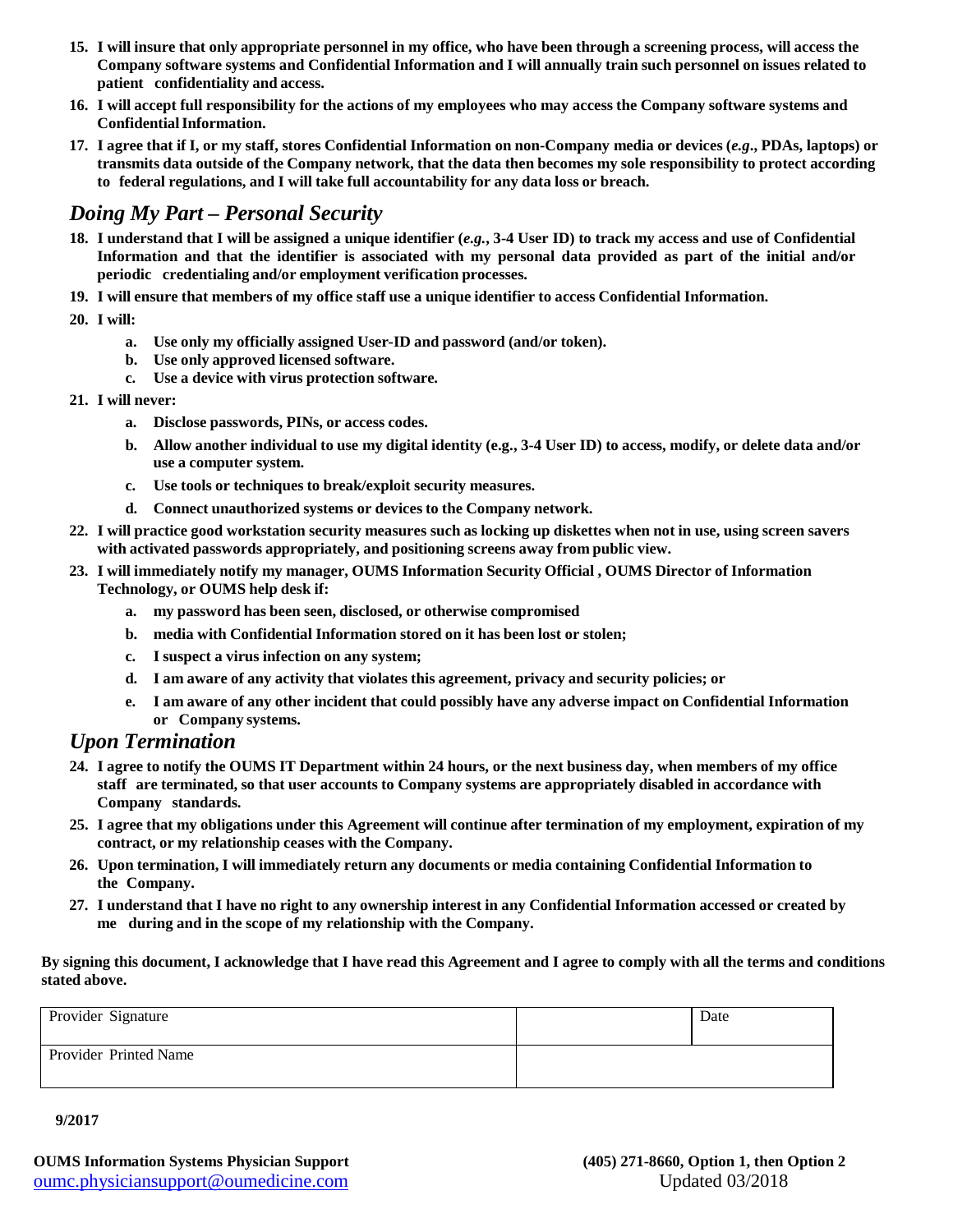15. **I will insure that only appropriate personnel in my office, who have been through a screening process, will access the Company software systems and Confidential Information and I will annually train such personnel on issues related to patient confidentiality and access.**
16. **I will accept full responsibility for the actions of my employees who may access the Company software systems and Confidential Information.**
17. **I agree that if I, or my staff, stores Confidential Information on non-Company media or devices (*e.g*., PDAs, laptops) or transmits data outside of the Company network, that the data then becomes my sole responsibility to protect according to federal regulations, and I will take full accountability for any data loss or breach.**

## *Doing My Part – Personal Security*

18. **I understand that I will be assigned a unique identifier (*e.g.*, 3-4 User ID) to track my access and use of Confidential Information and that the identifier is associated with my personal data provided as part of the initial and/or periodic credentialing and/or employment verification processes.**
19. **I will ensure that members of my office staff use a unique identifier to access Confidential Information.**
20. **I will:**
    a. **Use only my officially assigned User-ID and password (and/or token).**
    b. **Use only approved licensed software.**
    c. **Use a device with virus protection software.**
21. **I will never:**
    a. **Disclose passwords, PINs, or access codes.**
    b. **Allow another individual to use my digital identity (e.g., 3-4 User ID) to access, modify, or delete data and/or use a computer system.**
    c. **Use tools or techniques to break/exploit security measures.**
    d. **Connect unauthorized systems or devices to the Company network.**
22. **I will practice good workstation security measures such as locking up diskettes when not in use, using screen savers with activated passwords appropriately, and positioning screens away from public view.**
23. **I will immediately notify my manager, OUMS Information Security Official , OUMS Director of Information Technology, or OUMS help desk if:**
    a. **my password has been seen, disclosed, or otherwise compromised**
    b. **media with Confidential Information stored on it has been lost or stolen;**
    c. **I suspect a virus infection on any system;**
    d. **I am aware of any activity that violates this agreement, privacy and security policies; or**
    e. **I am aware of any other incident that could possibly have any adverse impact on Confidential Information or Company systems.**

## *Upon Termination*

24. **I agree to notify the OUMS IT Department within 24 hours, or the next business day, when members of my office staff are terminated, so that user accounts to Company systems are appropriately disabled in accordance with Company standards.**
25. **I agree that my obligations under this Agreement will continue after termination of my employment, expiration of my contract, or my relationship ceases with the Company.**
26. **Upon termination, I will immediately return any documents or media containing Confidential Information to the Company.**
27. **I understand that I have no right to any ownership interest in any Confidential Information accessed or created by me during and in the scope of my relationship with the Company.**

**By signing this document, I acknowledge that I have read this Agreement and I agree to comply with all the terms and conditions stated above.**

| Provider Signature | | Date |
|---|---|---|
| Provider Printed Name | | |

**9/2017**

**OUMS Information Systems Physician Support** oumc.physiciansupport@oumedicine.com

**(405) 271-8660, Option 1, then Option 2**
Updated 03/2018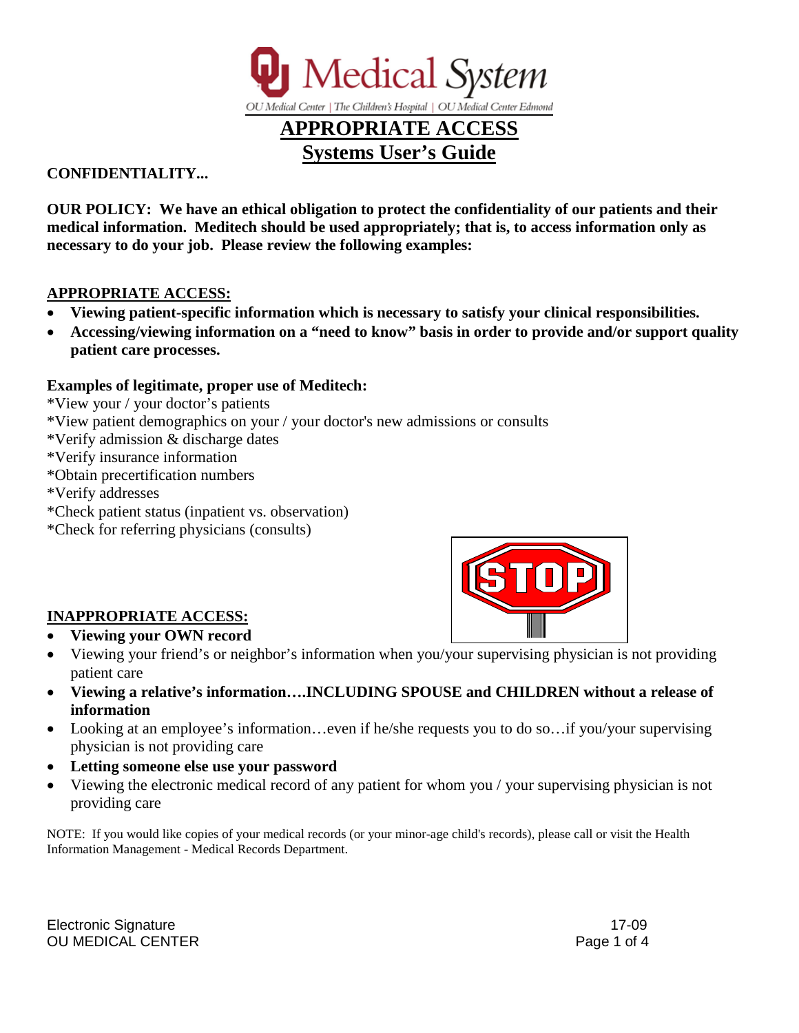OU Medical System

OU Medical Center | The Children's Hospital | OU Medical Center Edmond

# APPROPRIATE ACCESS
# Systems User's Guide

**CONFIDENTIALITY...**

**OUR POLICY: We have an ethical obligation to protect the confidentiality of our patients and their medical information. Meditech should be used appropriately; that is, to access information only as necessary to do your job. Please review the following examples:**

## APPROPRIATE ACCESS:

- **Viewing patient-specific information which is necessary to satisfy your clinical responsibilities.**
- **Accessing/viewing information on a "need to know" basis in order to provide and/or support quality patient care processes.**

**Examples of legitimate, proper use of Meditech:**

*View your / your doctor's patients
*View patient demographics on your / your doctor's new admissions or consults
*Verify admission & discharge dates
*Verify insurance information
*Obtain precertification numbers
*Verify addresses
*Check patient status (inpatient vs. observation)
*Check for referring physicians (consults)

STOP

## INAPPROPRIATE ACCESS:

- **Viewing your OWN record**
- Viewing your friend's or neighbor's information when you/your supervising physician is not providing patient care
- **Viewing a relative's information….INCLUDING SPOUSE and CHILDREN without a release of information**
- Looking at an employee's information…even if he/she requests you to do so…if you/your supervising physician is not providing care
- **Letting someone else use your password**
- Viewing the electronic medical record of any patient for whom you / your supervising physician is not providing care

NOTE: If you would like copies of your medical records (or your minor-age child's records), please call or visit the Health Information Management - Medical Records Department.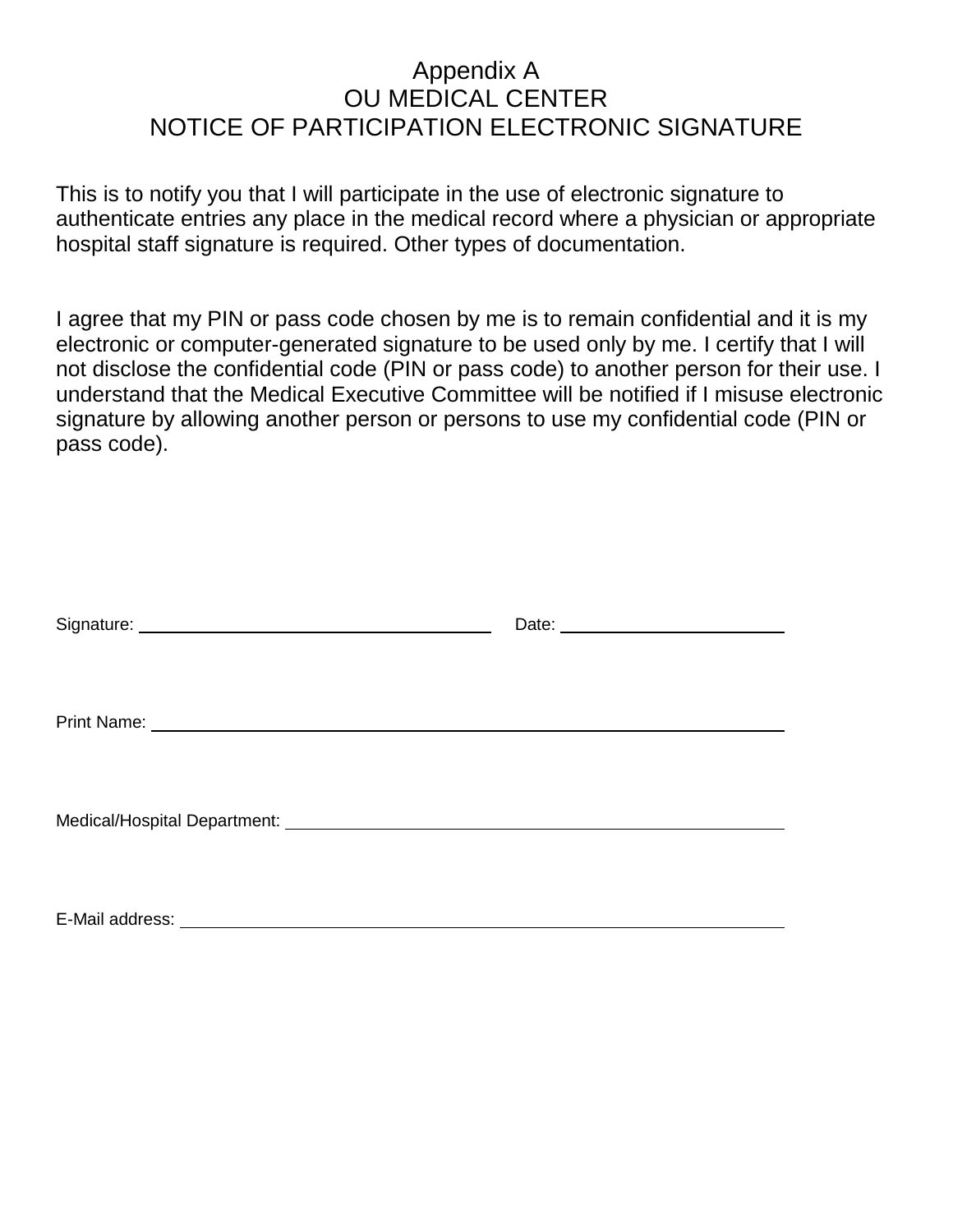# Appendix A
# OU MEDICAL CENTER
# NOTICE OF PARTICIPATION ELECTRONIC SIGNATURE

This is to notify you that I will participate in the use of electronic signature to authenticate entries any place in the medical record where a physician or appropriate hospital staff signature is required. Other types of documentation.

I agree that my PIN or pass code chosen by me is to remain confidential and it is my electronic or computer-generated signature to be used only by me. I certify that I will not disclose the confidential code (PIN or pass code) to another person for their use. I understand that the Medical Executive Committee will be notified if I misuse electronic signature by allowing another person or persons to use my confidential code (PIN or pass code).

Signature: ______________________________ Date: ____________________

Print Name: ________________________________________________

Medical/Hospital Department: ______________________________________

E-Mail address: ____________________________________________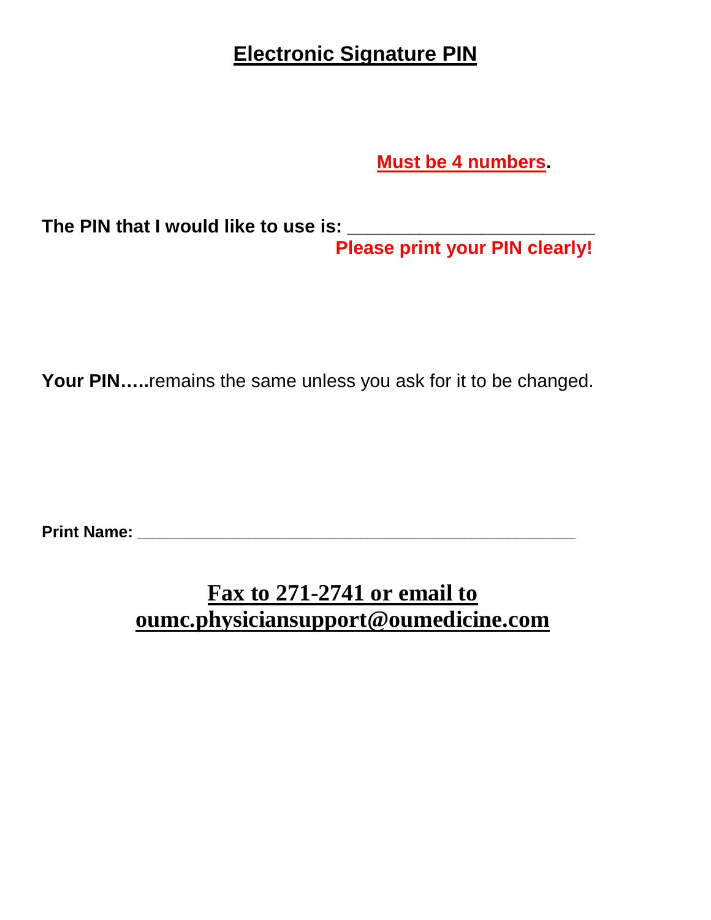# Electronic Signature PIN

**Must be 4 numbers.**

**The PIN that I would like to use is:** ________________________

**Please print your PIN clearly!**

**Your PIN…..**remains the same unless you ask for it to be changed.

**Print Name:** ___________________________________________

**Fax to 271-2741 or email to oumc.physiciansupport@oumedicine.com**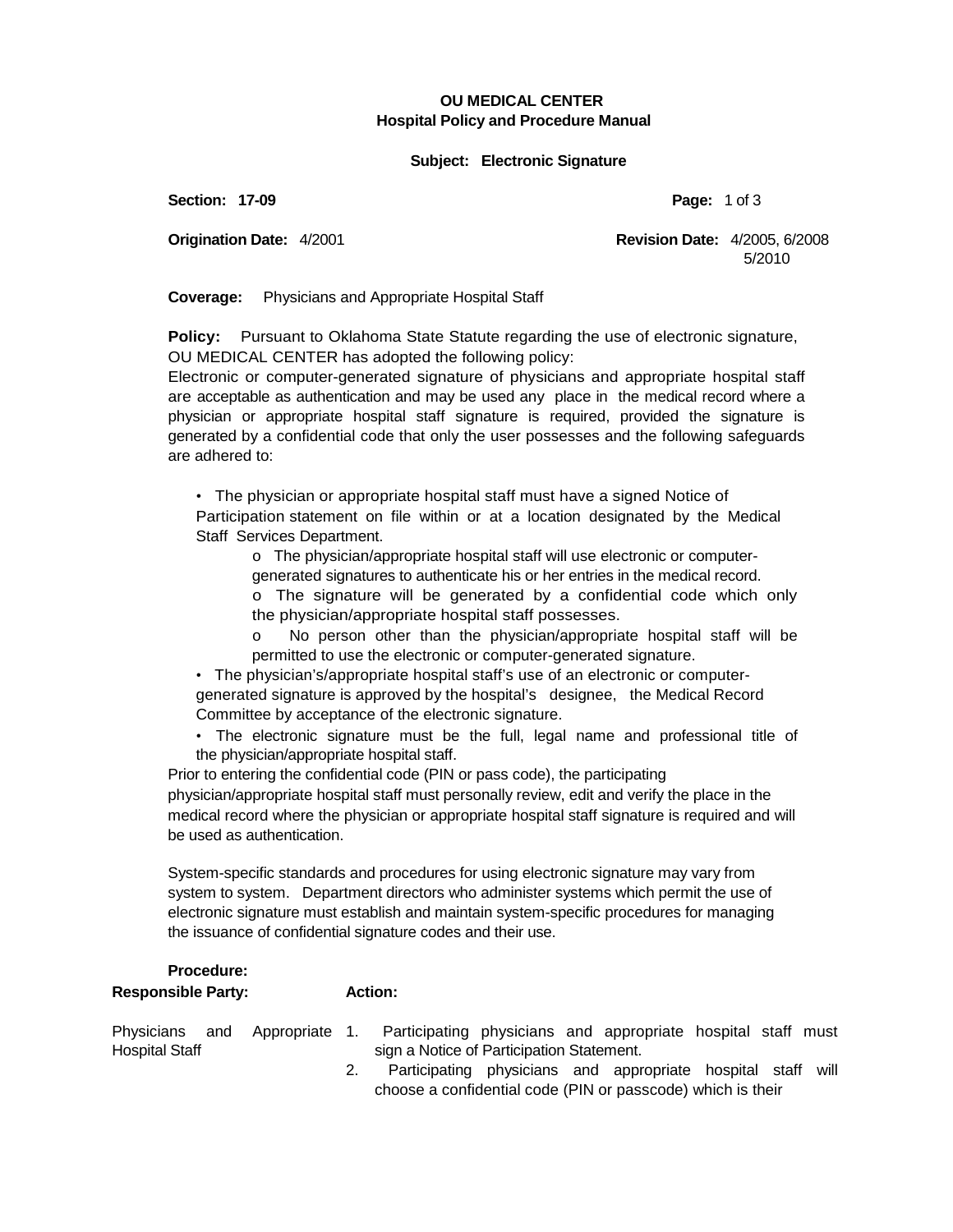**OU MEDICAL CENTER**
**Hospital Policy and Procedure Manual**

**Subject: Electronic Signature**

**Section: 17-09**

**Origination Date:** 4/2001 **Revision Date:** 4/2005, 6/2008, 5/2010

**Coverage:** Physicians and Appropriate Hospital Staff

**Policy:** Pursuant to Oklahoma State Statute regarding the use of electronic signature, OU MEDICAL CENTER has adopted the following policy:

Electronic or computer-generated signature of physicians and appropriate hospital staff are acceptable as authentication and may be used any place in the medical record where a physician or appropriate hospital staff signature is required, provided the signature is generated by a confidential code that only the user possesses and the following safeguards are adhered to:

- The physician or appropriate hospital staff must have a signed Notice of Participation statement on file within or at a location designated by the Medical Staff Services Department.
  - The physician/appropriate hospital staff will use electronic or computer-generated signatures to authenticate his or her entries in the medical record.
  - The signature will be generated by a confidential code which only the physician/appropriate hospital staff possesses.
  - No person other than the physician/appropriate hospital staff will be permitted to use the electronic or computer-generated signature.
- The physician's/appropriate hospital staff's use of an electronic or computer-generated signature is approved by the hospital's designee, the Medical Record Committee by acceptance of the electronic signature.
- The electronic signature must be the full, legal name and professional title of the physician/appropriate hospital staff.

Prior to entering the confidential code (PIN or pass code), the participating physician/appropriate hospital staff must personally review, edit and verify the place in the medical record where the physician or appropriate hospital staff signature is required and will be used as authentication.

System-specific standards and procedures for using electronic signature may vary from system to system. Department directors who administer systems which permit the use of electronic signature must establish and maintain system-specific procedures for managing the issuance of confidential signature codes and their use.

**Procedure:**

| **Responsible Party:** | **Action:** |
|---|---|
| Physicians and Appropriate Hospital Staff | 1. Participating physicians and appropriate hospital staff must sign a Notice of Participation Statement.<br>2. Participating physicians and appropriate hospital staff will choose a confidential code (PIN or passcode) which is their |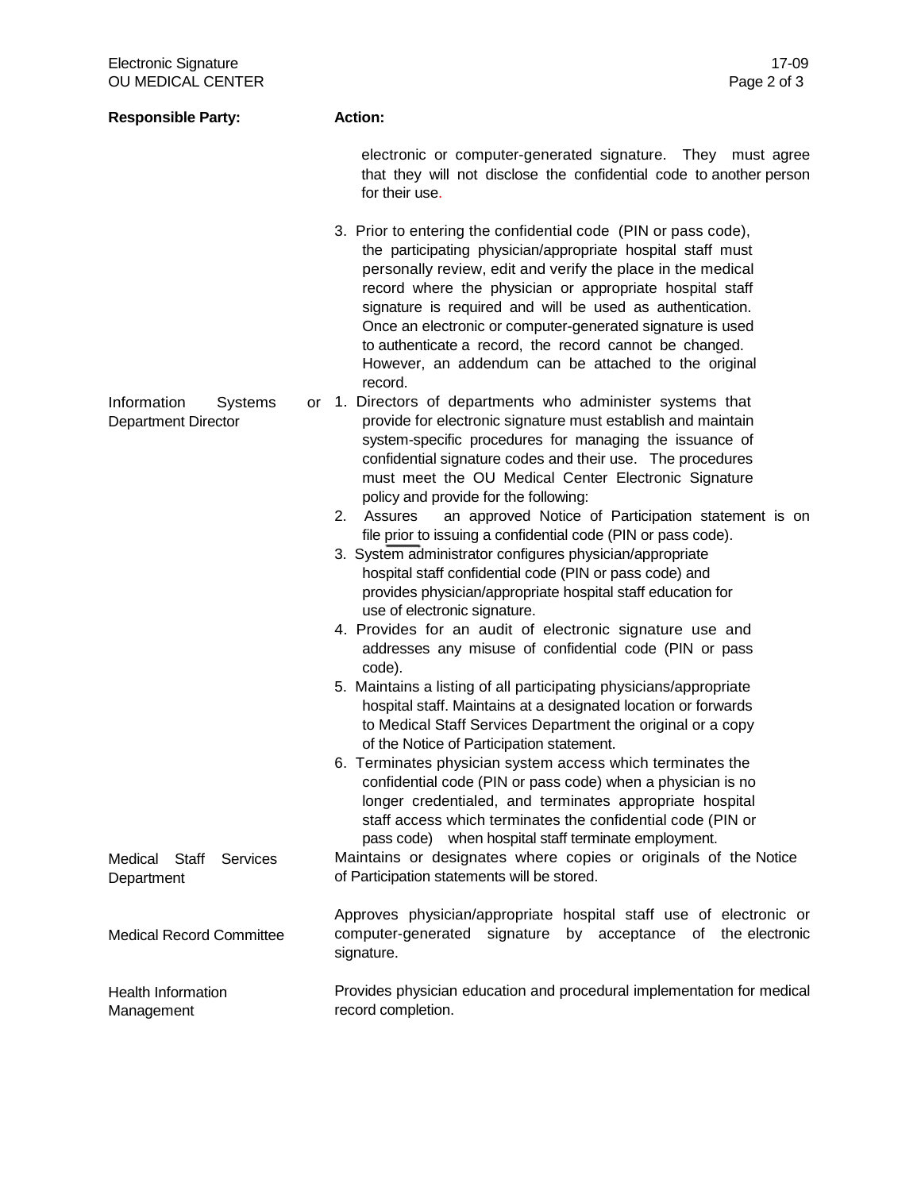| Responsible Party: | Action: |
| --- | --- |
| | electronic or computer-generated signature. They must agree that they will not disclose the confidential code to another person for their use.<br><br>3. Prior to entering the confidential code (PIN or pass code), the participating physician/appropriate hospital staff must personally review, edit and verify the place in the medical record where the physician or appropriate hospital staff signature is required and will be used as authentication. Once an electronic or computer-generated signature is used to authenticate a record, the record cannot be changed. However, an addendum can be attached to the original record. |
| Information Systems or Department Director | 1. Directors of departments who administer systems that provide for electronic signature must establish and maintain system-specific procedures for managing the issuance of confidential signature codes and their use. The procedures must meet the OU Medical Center Electronic Signature policy and provide for the following:<br>2. Assures an approved Notice of Participation statement is on file prior to issuing a confidential code (PIN or pass code).<br>3. System administrator configures physician/appropriate hospital staff confidential code (PIN or pass code) and provides physician/appropriate hospital staff education for use of electronic signature.<br>4. Provides for an audit of electronic signature use and addresses any misuse of confidential code (PIN or pass code).<br>5. Maintains a listing of all participating physicians/appropriate hospital staff. Maintains at a designated location or forwards to Medical Staff Services Department the original or a copy of the Notice of Participation statement.<br>6. Terminates physician system access which terminates the confidential code (PIN or pass code) when a physician is no longer credentialed, and terminates appropriate hospital staff access which terminates the confidential code (PIN or pass code) when hospital staff terminate employment. |
| Medical Staff Services Department | Maintains or designates where copies or originals of the Notice of Participation statements will be stored. |
| Medical Record Committee | Approves physician/appropriate hospital staff use of electronic or computer-generated signature by acceptance of the electronic signature. |
| Health Information Management | Provides physician education and procedural implementation for medical record completion. |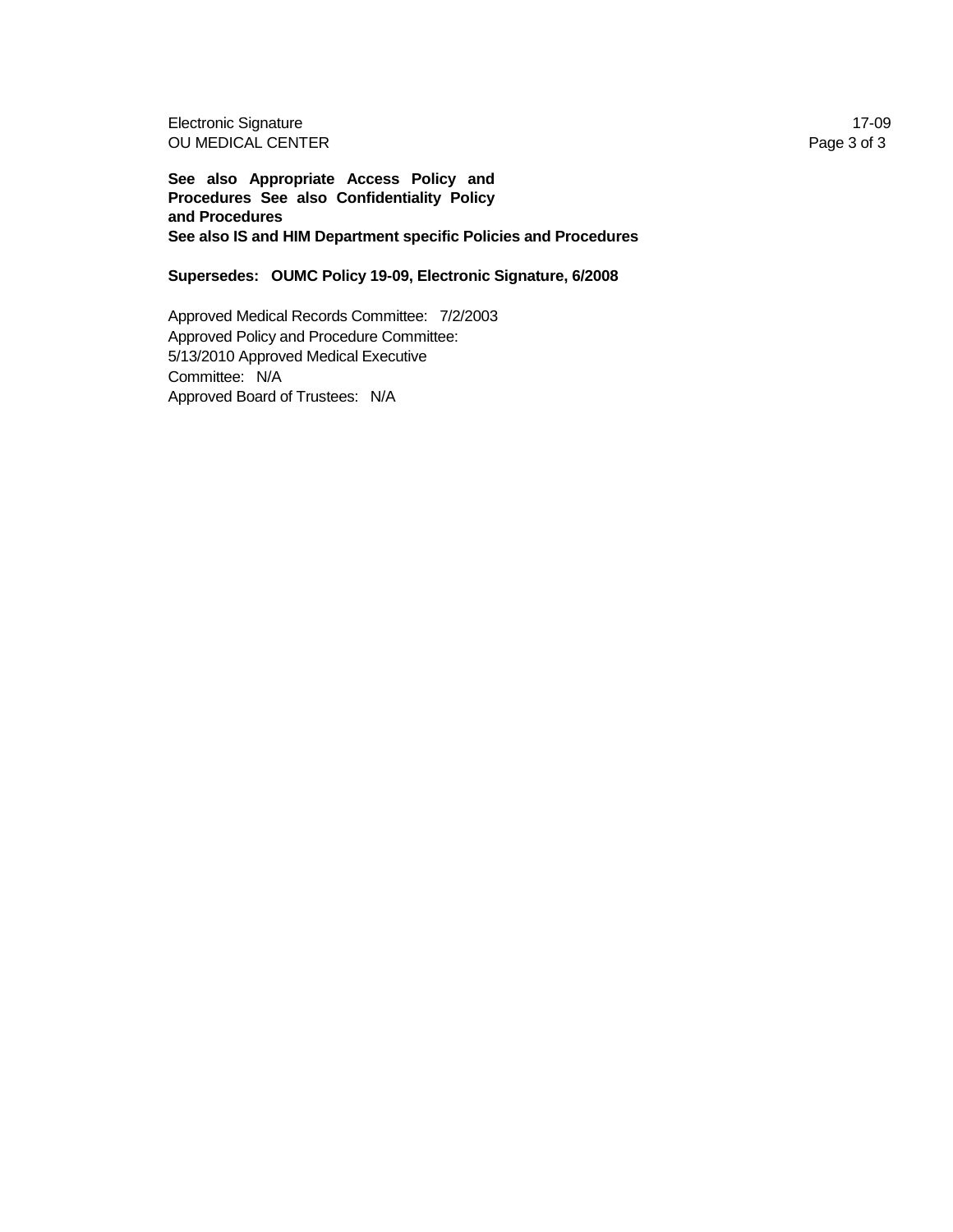**See also Appropriate Access Policy and Procedures See also Confidentiality Policy and Procedures**
**See also IS and HIM Department specific Policies and Procedures**

**Supersedes: OUMC Policy 19-09, Electronic Signature, 6/2008**

Approved Medical Records Committee: 7/2/2003
Approved Policy and Procedure Committee: 5/13/2010
Approved Medical Executive Committee: N/A
Approved Board of Trustees: N/A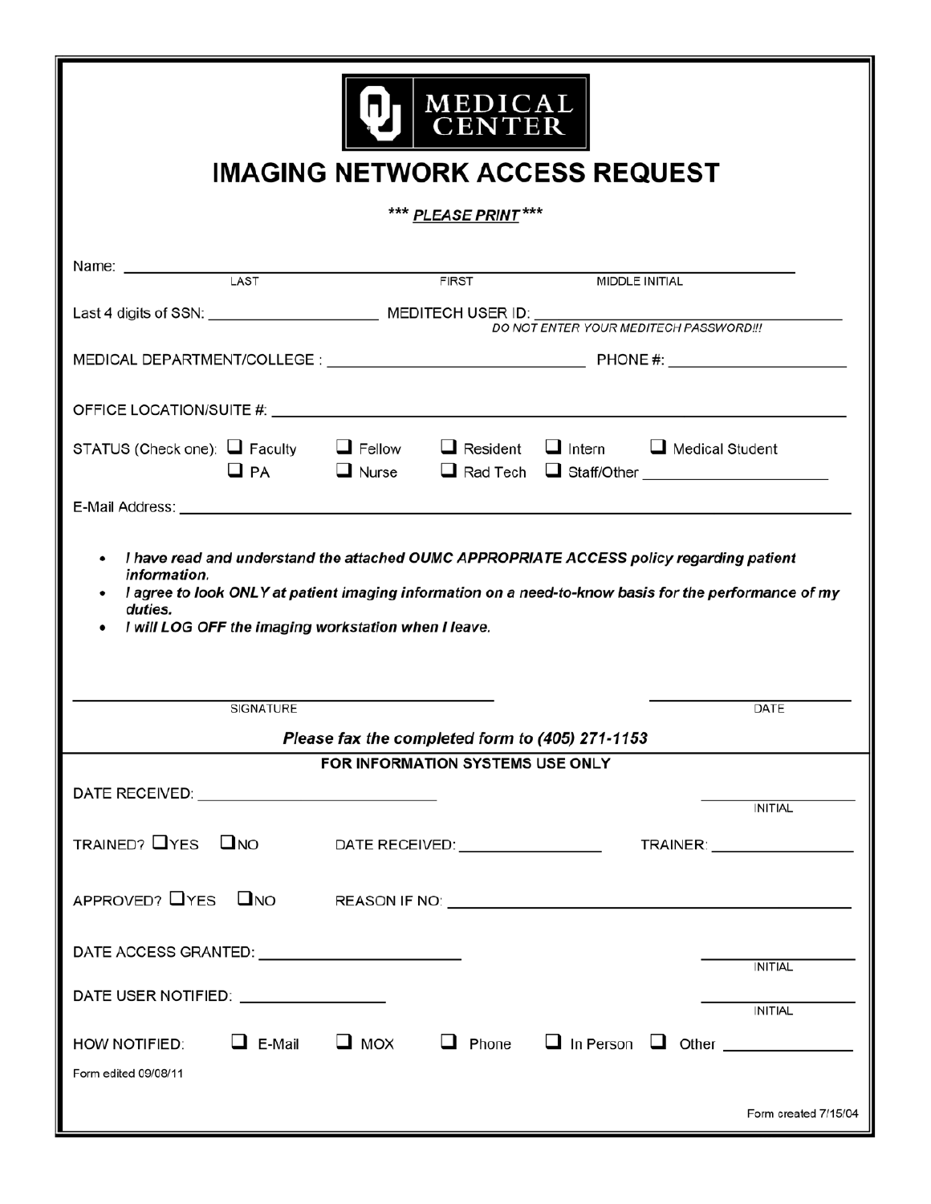OU MEDICAL CENTER

# IMAGING NETWORK ACCESS REQUEST

***\*\*\* PLEASE PRINT \*\*\****

Name: ______________________________________________________________
LAST FIRST MIDDLE INITIAL

Last 4 digits of SSN: ____________________ MEDITECH USER ID: ____________________
*DO NOT ENTER YOUR MEDITECH PASSWORD!!!*

MEDICAL DEPARTMENT/COLLEGE : ______________________________ PHONE #: ____________________

OFFICE LOCATION/SUITE #: ______________________________________________________________

STATUS (Check one): ☐ Faculty ☐ Fellow ☐ Resident ☐ Intern ☐ Medical Student
☐ PA ☐ Nurse ☐ Rad Tech ☐ Staff/Other ____________________

E-Mail Address: ______________________________________________________________

- ***I have read and understand the attached OUMC APPROPRIATE ACCESS policy regarding patient information.***
- ***I agree to look ONLY at patient imaging information on a need-to-know basis for the performance of my duties.***
- ***I will LOG OFF the imaging workstation when I leave.***

______________________________ ____________________
SIGNATURE DATE

***Please fax the completed form to (405) 271-1153***

**FOR INFORMATION SYSTEMS USE ONLY**

DATE RECEIVED: ____________________ ____________________
INITIAL

TRAINED? ☐YES ☐NO DATE RECEIVED: ____________________ TRAINER: ____________________

APPROVED? ☐YES ☐NO REASON IF NO: ______________________________

DATE ACCESS GRANTED: ____________________ ____________________
INITIAL

DATE USER NOTIFIED: ____________________ ____________________
INITIAL

HOW NOTIFIED: ☐ E-Mail ☐ MOX ☐ Phone ☐ In Person ☐ Other ____________________

Form edited 09/08/11

Form created 7/15/04